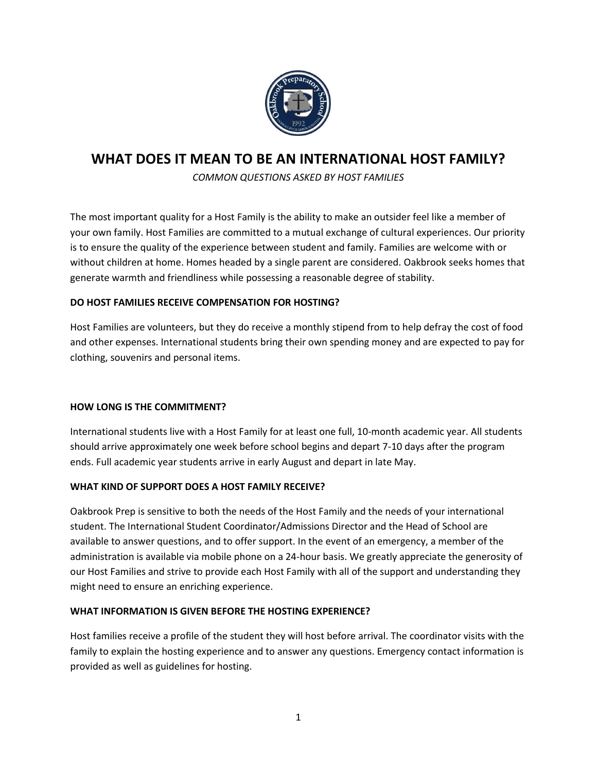# WHAT DOES IT MEAN TO BE AN INTERNATIONAL HOST FAMILY?

*COMMON QUESTIONS ASKED BY HOST FAMILIES*

The most important quality for a Host Family is the ability to make an outsider feel like a member of your own family. Host Families are committed to a mutual exchange of cultural experiences. Our priority is to ensure the quality of the experience between student and family. Families are welcome with or without children at home. Homes headed by a single parent are considered. Oakbrook seeks homes that generate warmth and friendliness while possessing a reasonable degree of stability.

**DO HOST FAMILIES RECEIVE COMPENSATION FOR HOSTING?**

Host Families are volunteers, but they do receive a monthly stipend from to help defray the cost of food and other expenses. International students bring their own spending money and are expected to pay for clothing, souvenirs and personal items.

**HOW LONG IS THE COMMITMENT?**

International students live with a Host Family for at least one full, 10-month academic year. All students should arrive approximately one week before school begins and depart 7-10 days after the program ends. Full academic year students arrive in early August and depart in late May.

**WHAT KIND OF SUPPORT DOES A HOST FAMILY RECEIVE?**

Oakbrook Prep is sensitive to both the needs of the Host Family and the needs of your international student. The International Student Coordinator/Admissions Director and the Head of School are available to answer questions, and to offer support. In the event of an emergency, a member of the administration is available via mobile phone on a 24-hour basis. We greatly appreciate the generosity of our Host Families and strive to provide each Host Family with all of the support and understanding they might need to ensure an enriching experience.

**WHAT INFORMATION IS GIVEN BEFORE THE HOSTING EXPERIENCE?**

Host families receive a profile of the student they will host before arrival. The coordinator visits with the family to explain the hosting experience and to answer any questions. Emergency contact information is provided as well as guidelines for hosting.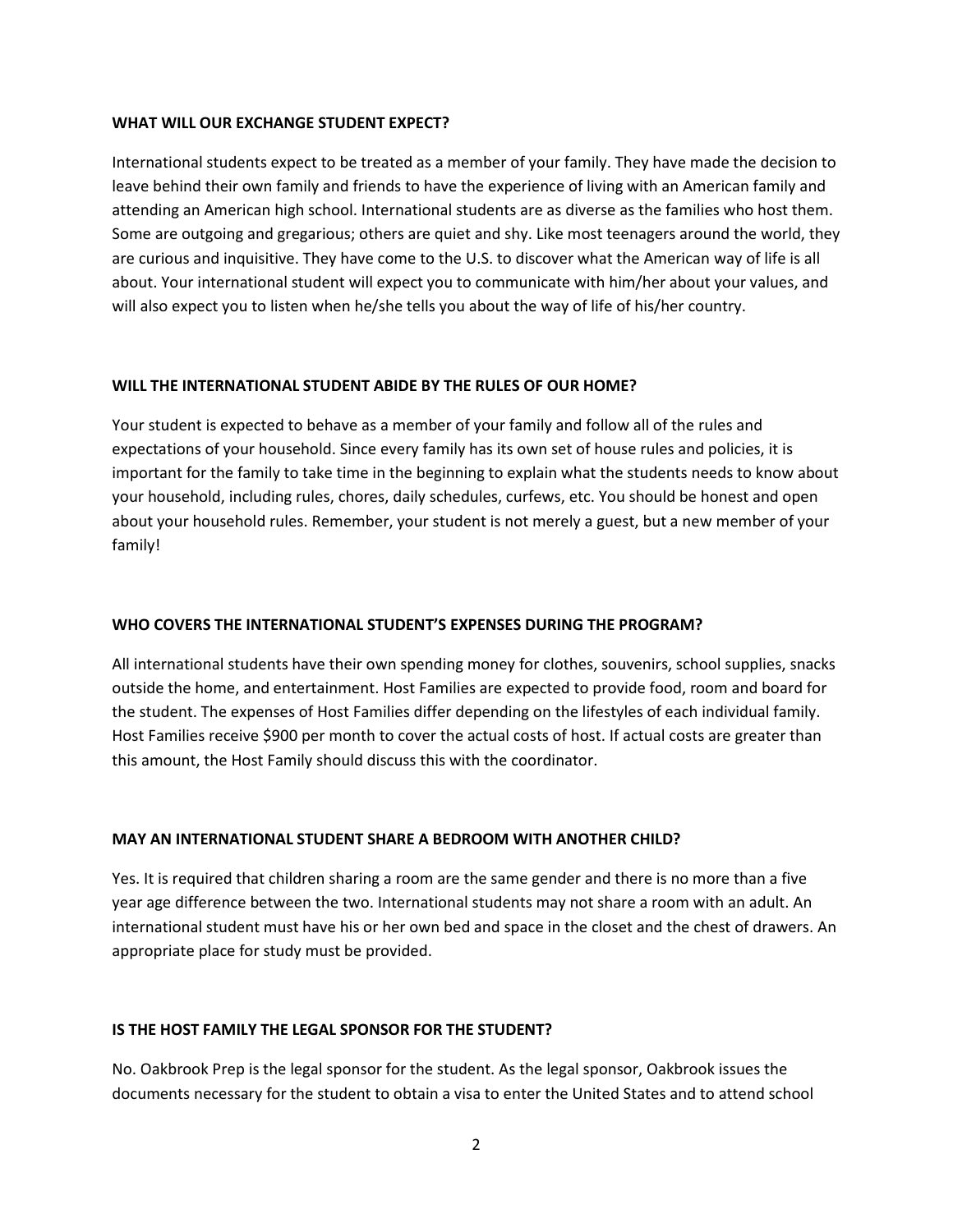**WHAT WILL OUR EXCHANGE STUDENT EXPECT?**

International students expect to be treated as a member of your family. They have made the decision to leave behind their own family and friends to have the experience of living with an American family and attending an American high school. International students are as diverse as the families who host them. Some are outgoing and gregarious; others are quiet and shy. Like most teenagers around the world, they are curious and inquisitive. They have come to the U.S. to discover what the American way of life is all about. Your international student will expect you to communicate with him/her about your values, and will also expect you to listen when he/she tells you about the way of life of his/her country.

**WILL THE INTERNATIONAL STUDENT ABIDE BY THE RULES OF OUR HOME?**

Your student is expected to behave as a member of your family and follow all of the rules and expectations of your household. Since every family has its own set of house rules and policies, it is important for the family to take time in the beginning to explain what the students needs to know about your household, including rules, chores, daily schedules, curfews, etc. You should be honest and open about your household rules. Remember, your student is not merely a guest, but a new member of your family!

**WHO COVERS THE INTERNATIONAL STUDENT'S EXPENSES DURING THE PROGRAM?**

All international students have their own spending money for clothes, souvenirs, school supplies, snacks outside the home, and entertainment. Host Families are expected to provide food, room and board for the student. The expenses of Host Families differ depending on the lifestyles of each individual family. Host Families receive $900 per month to cover the actual costs of host. If actual costs are greater than this amount, the Host Family should discuss this with the coordinator.

**MAY AN INTERNATIONAL STUDENT SHARE A BEDROOM WITH ANOTHER CHILD?**

Yes. It is required that children sharing a room are the same gender and there is no more than a five year age difference between the two. International students may not share a room with an adult. An international student must have his or her own bed and space in the closet and the chest of drawers. An appropriate place for study must be provided.

**IS THE HOST FAMILY THE LEGAL SPONSOR FOR THE STUDENT?**

No. Oakbrook Prep is the legal sponsor for the student. As the legal sponsor, Oakbrook issues the documents necessary for the student to obtain a visa to enter the United States and to attend school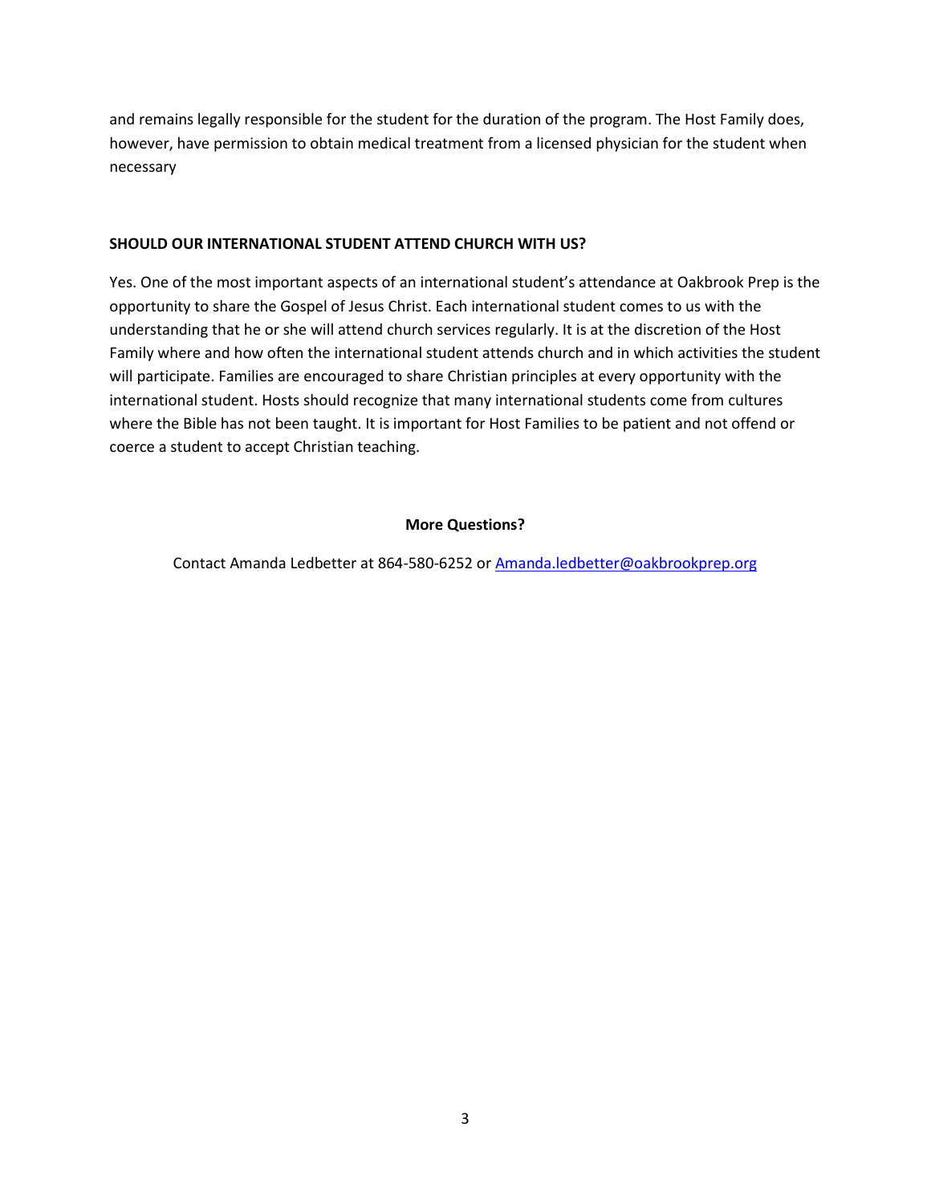and remains legally responsible for the student for the duration of the program. The Host Family does, however, have permission to obtain medical treatment from a licensed physician for the student when necessary

**SHOULD OUR INTERNATIONAL STUDENT ATTEND CHURCH WITH US?**

Yes. One of the most important aspects of an international student's attendance at Oakbrook Prep is the opportunity to share the Gospel of Jesus Christ. Each international student comes to us with the understanding that he or she will attend church services regularly. It is at the discretion of the Host Family where and how often the international student attends church and in which activities the student will participate. Families are encouraged to share Christian principles at every opportunity with the international student. Hosts should recognize that many international students come from cultures where the Bible has not been taught. It is important for Host Families to be patient and not offend or coerce a student to accept Christian teaching.

**More Questions?**

Contact Amanda Ledbetter at 864-580-6252 or [Amanda.ledbetter@oakbrookprep.org](mailto:Amanda.ledbetter@oakbrookprep.org)